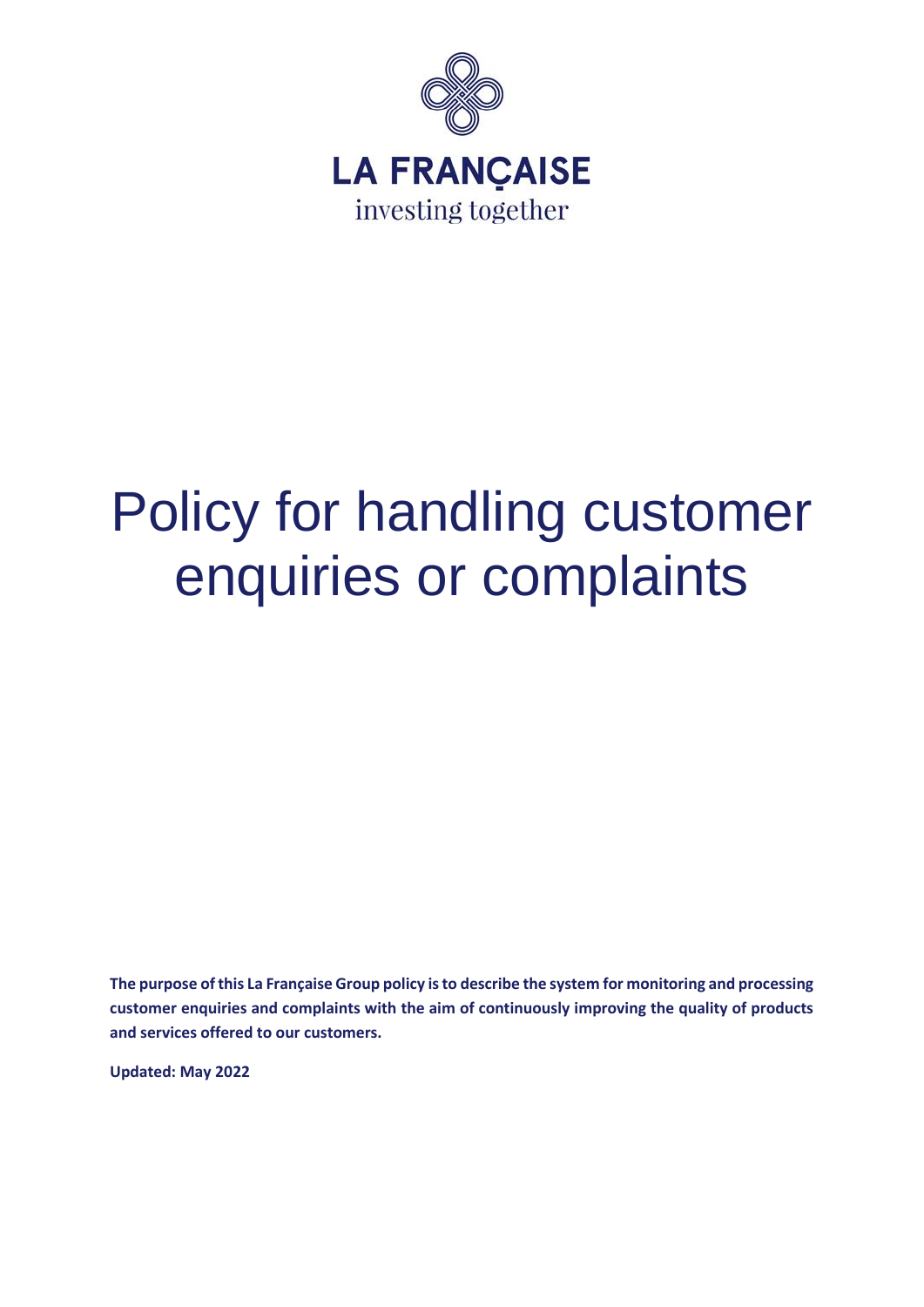LA FRANÇAISE

investing together

# Policy for handling customer enquiries or complaints

**The purpose of this La Française Group policy is to describe the system for monitoring and processing customer enquiries and complaints with the aim of continuously improving the quality of products and services offered to our customers.**

**Updated: May 2022**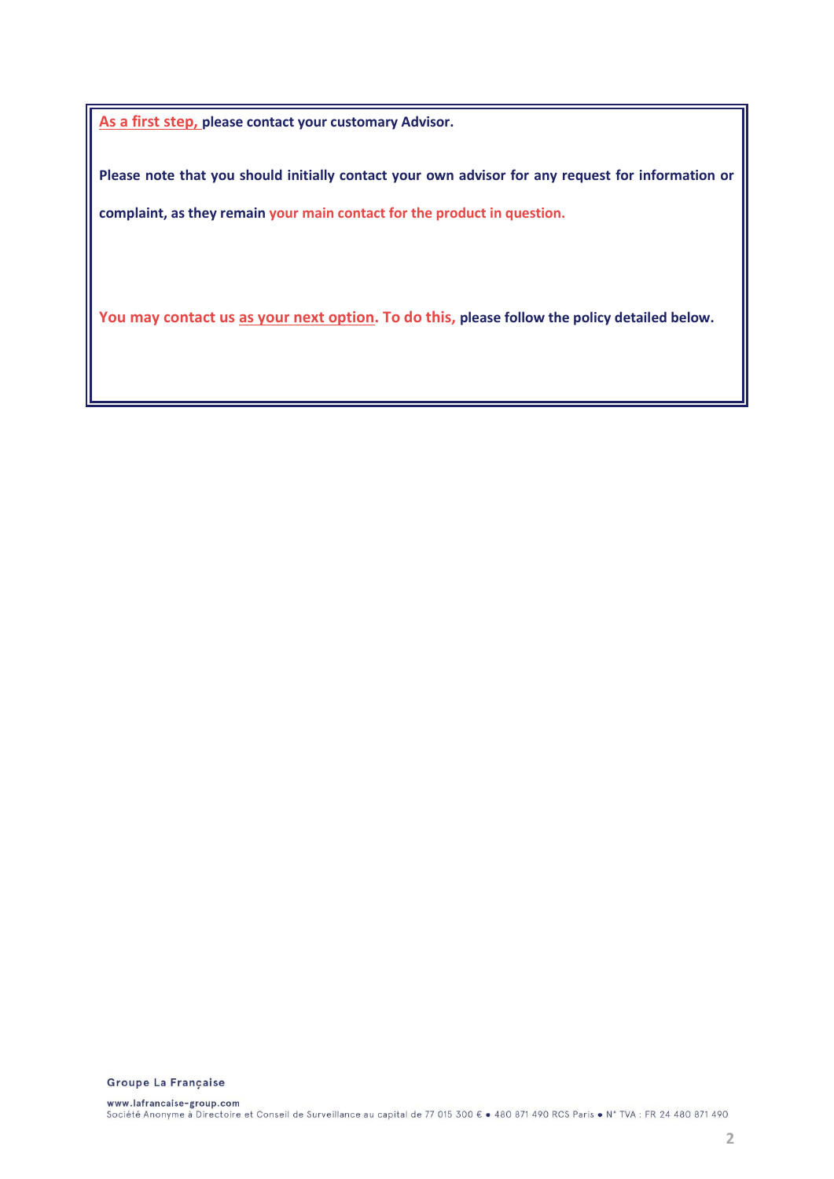**As a first step, please contact your customary Advisor.**

**Please note that you should initially contact your own advisor for any request for information or complaint, as they remain your main contact for the product in question.**

**You may contact us as your next option. To do this, please follow the policy detailed below.**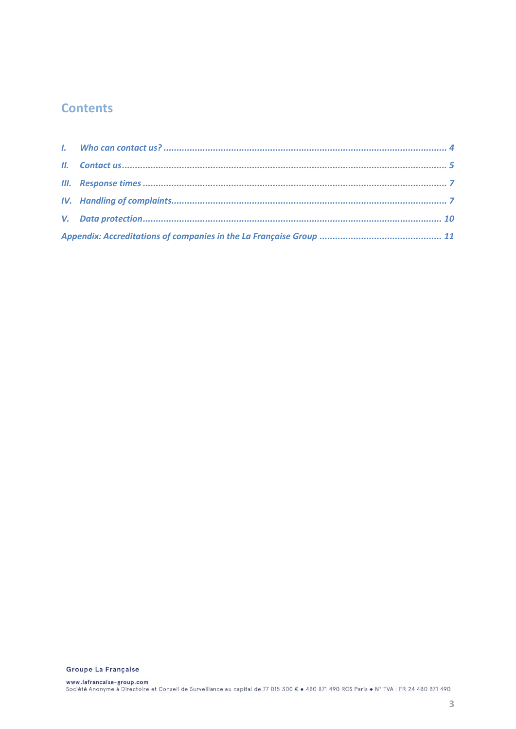## Contents

*I. Who can contact us?* ........ *4*

*II. Contact us* ........ *5*

*III. Response times* ........ *7*

*IV. Handling of complaints* ........ *7*

*V. Data protection* ........ *10*

*Appendix: Accreditations of companies in the La Française Group* ........ *11*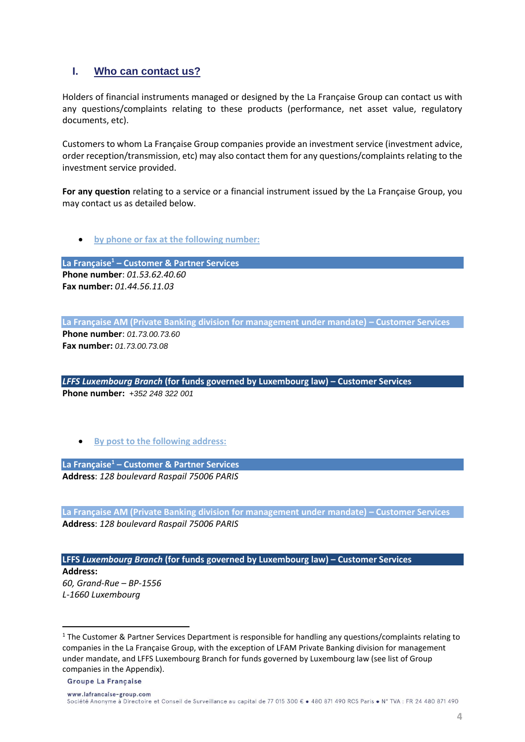## I. Who can contact us?

Holders of financial instruments managed or designed by the La Française Group can contact us with any questions/complaints relating to these products (performance, net asset value, regulatory documents, etc).

Customers to whom La Française Group companies provide an investment service (investment advice, order reception/transmission, etc) may also contact them for any questions/complaints relating to the investment service provided.

**For any question** relating to a service or a financial instrument issued by the La Française Group, you may contact us as detailed below.

- by phone or fax at the following number:

**La Française[1] – Customer & Partner Services**

**Phone number**: *01.53.62.40.60*
**Fax number:** *01.44.56.11.03*

**La Française AM (Private Banking division for management under mandate) – Customer Services**

**Phone number**: *01.73.00.73.60*
**Fax number:** *01.73.00.73.08*

***LFFS Luxembourg Branch* (for funds governed by Luxembourg law) – Customer Services**

**Phone number:** *+352 248 322 001*

- By post to the following address:

**La Française[1] – Customer & Partner Services**

**Address**: *128 boulevard Raspail 75006 PARIS*

**La Française AM (Private Banking division for management under mandate) – Customer Services**

**Address**: *128 boulevard Raspail 75006 PARIS*

**LFFS *Luxembourg Branch* (for funds governed by Luxembourg law) – Customer Services**

**Address:**
*60, Grand-Rue – BP-1556*
*L-1660 Luxembourg*

---

[1] The Customer & Partner Services Department is responsible for handling any questions/complaints relating to companies in the La Française Group, with the exception of LFAM Private Banking division for management under mandate, and LFFS Luxembourg Branch for funds governed by Luxembourg law (see list of Group companies in the Appendix).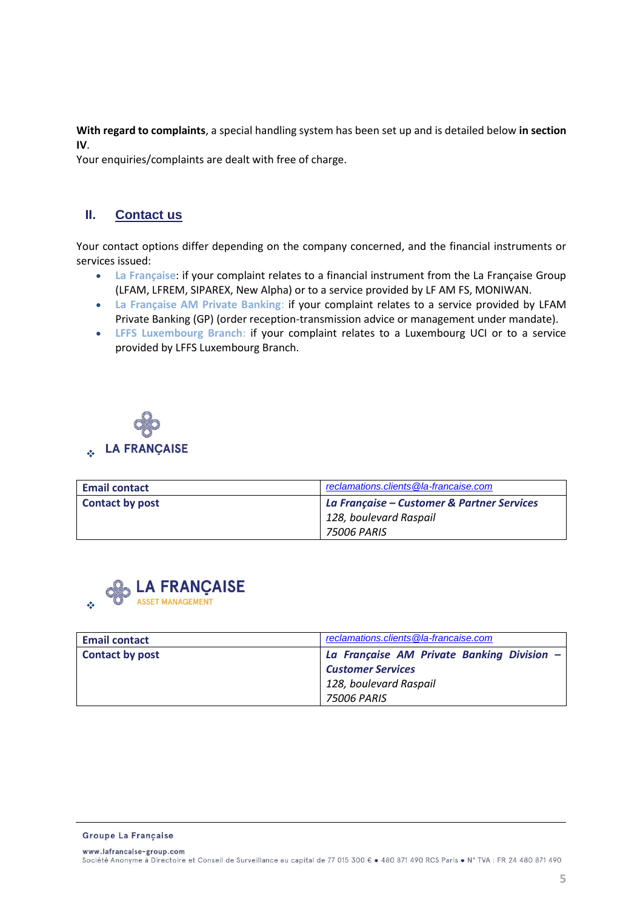**With regard to complaints**, a special handling system has been set up and is detailed below **in section IV**.
Your enquiries/complaints are dealt with free of charge.

## II. Contact us

Your contact options differ depending on the company concerned, and the financial instruments or services issued:

- La Française: if your complaint relates to a financial instrument from the La Française Group (LFAM, LFREM, SIPAREX, New Alpha) or to a service provided by LF AM FS, MONIWAN.
- La Française AM Private Banking: if your complaint relates to a service provided by LFAM Private Banking (GP) (order reception-transmission advice or management under mandate).
- LFFS Luxembourg Branch: if your complaint relates to a Luxembourg UCI or to a service provided by LFFS Luxembourg Branch.

❖ LA FRANÇAISE

| **Email contact** | reclamations.clients@la-francaise.com |
|---|---|
| **Contact by post** | ***La Française – Customer & Partner Services***<br>*128, boulevard Raspail*<br>*75006 PARIS* |

❖ LA FRANÇAISE ASSET MANAGEMENT

| **Email contact** | reclamations.clients@la-francaise.com |
|---|---|
| **Contact by post** | ***La Française AM Private Banking Division – Customer Services***<br>*128, boulevard Raspail*<br>*75006 PARIS* |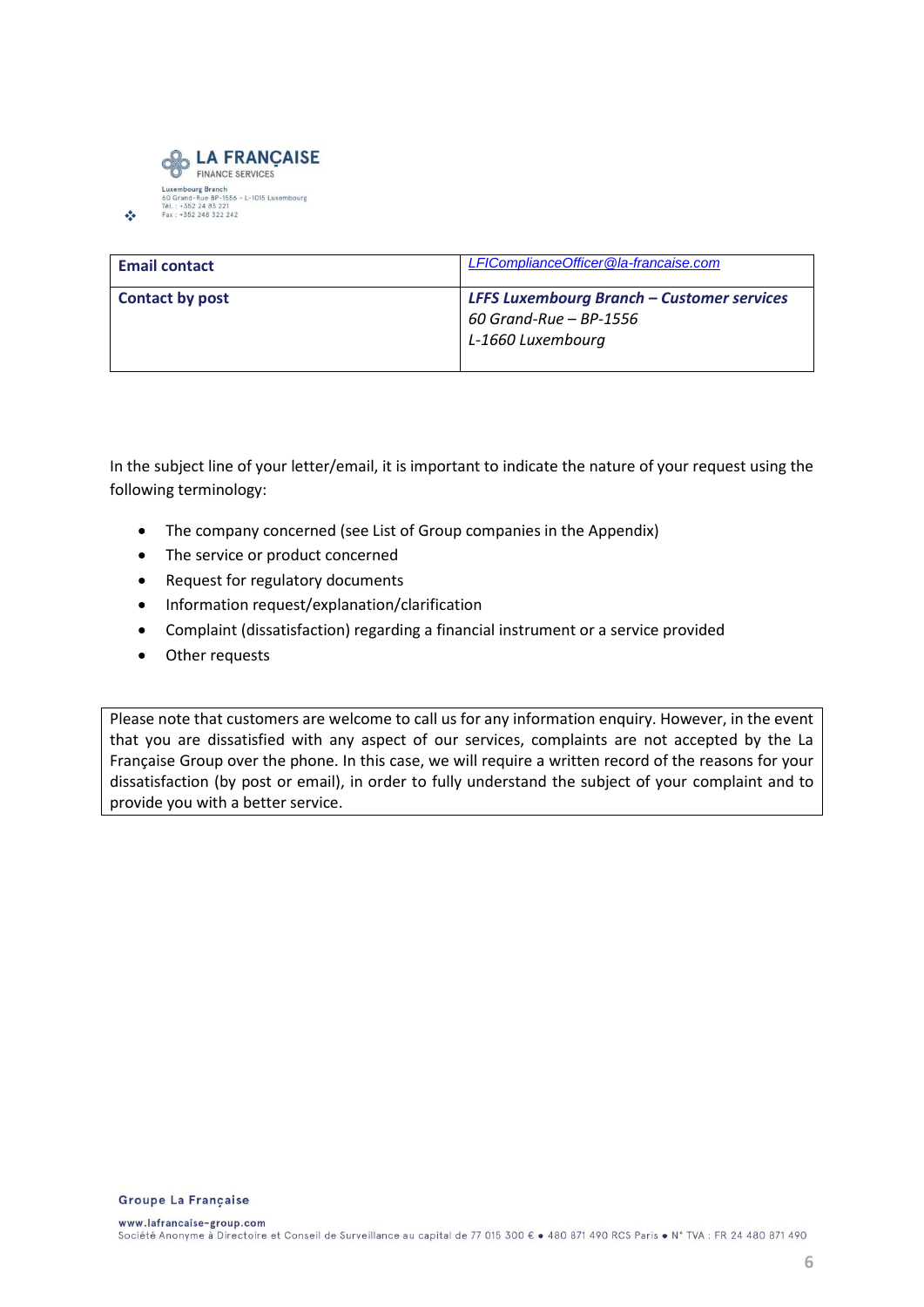| Email contact | *LFIComplianceOfficer@la-francaise.com* |
|---|---|
| **Contact by post** | ***LFFS Luxembourg Branch – Customer services***<br>*60 Grand-Rue – BP-1556*<br>*L-1660 Luxembourg* |

In the subject line of your letter/email, it is important to indicate the nature of your request using the following terminology:

- The company concerned (see List of Group companies in the Appendix)
- The service or product concerned
- Request for regulatory documents
- Information request/explanation/clarification
- Complaint (dissatisfaction) regarding a financial instrument or a service provided
- Other requests

Please note that customers are welcome to call us for any information enquiry. However, in the event that you are dissatisfied with any aspect of our services, complaints are not accepted by the La Française Group over the phone. In this case, we will require a written record of the reasons for your dissatisfaction (by post or email), in order to fully understand the subject of your complaint and to provide you with a better service.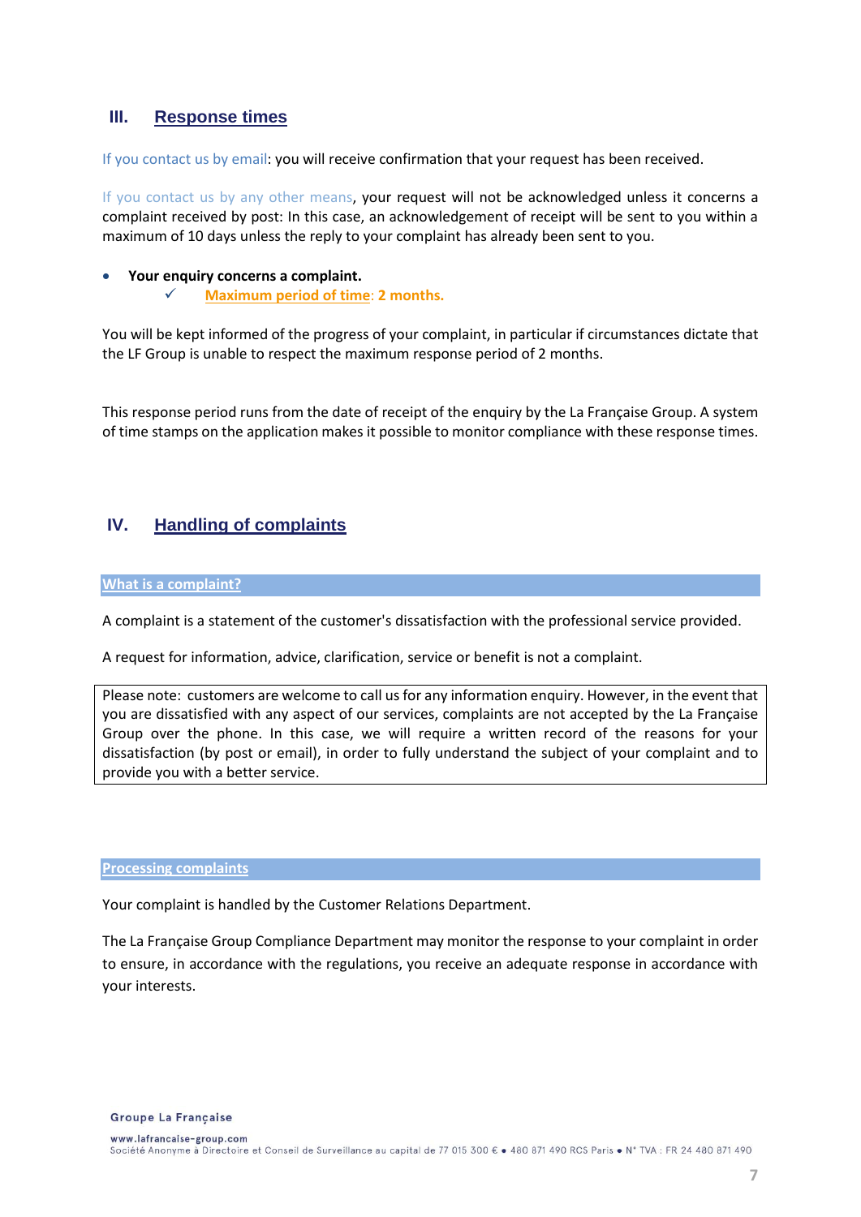## III. Response times

If you contact us by email: you will receive confirmation that your request has been received.

If you contact us by any other means, your request will not be acknowledged unless it concerns a complaint received by post: In this case, an acknowledgement of receipt will be sent to you within a maximum of 10 days unless the reply to your complaint has already been sent to you.

- **Your enquiry concerns a complaint.**
  - ✓ **Maximum period of time: 2 months.**

You will be kept informed of the progress of your complaint, in particular if circumstances dictate that the LF Group is unable to respect the maximum response period of 2 months.

This response period runs from the date of receipt of the enquiry by the La Française Group. A system of time stamps on the application makes it possible to monitor compliance with these response times.

## IV. Handling of complaints

### What is a complaint?

A complaint is a statement of the customer's dissatisfaction with the professional service provided.

A request for information, advice, clarification, service or benefit is not a complaint.

> Please note: customers are welcome to call us for any information enquiry. However, in the event that you are dissatisfied with any aspect of our services, complaints are not accepted by the La Française Group over the phone. In this case, we will require a written record of the reasons for your dissatisfaction (by post or email), in order to fully understand the subject of your complaint and to provide you with a better service.

### Processing complaints

Your complaint is handled by the Customer Relations Department.

The La Française Group Compliance Department may monitor the response to your complaint in order to ensure, in accordance with the regulations, you receive an adequate response in accordance with your interests.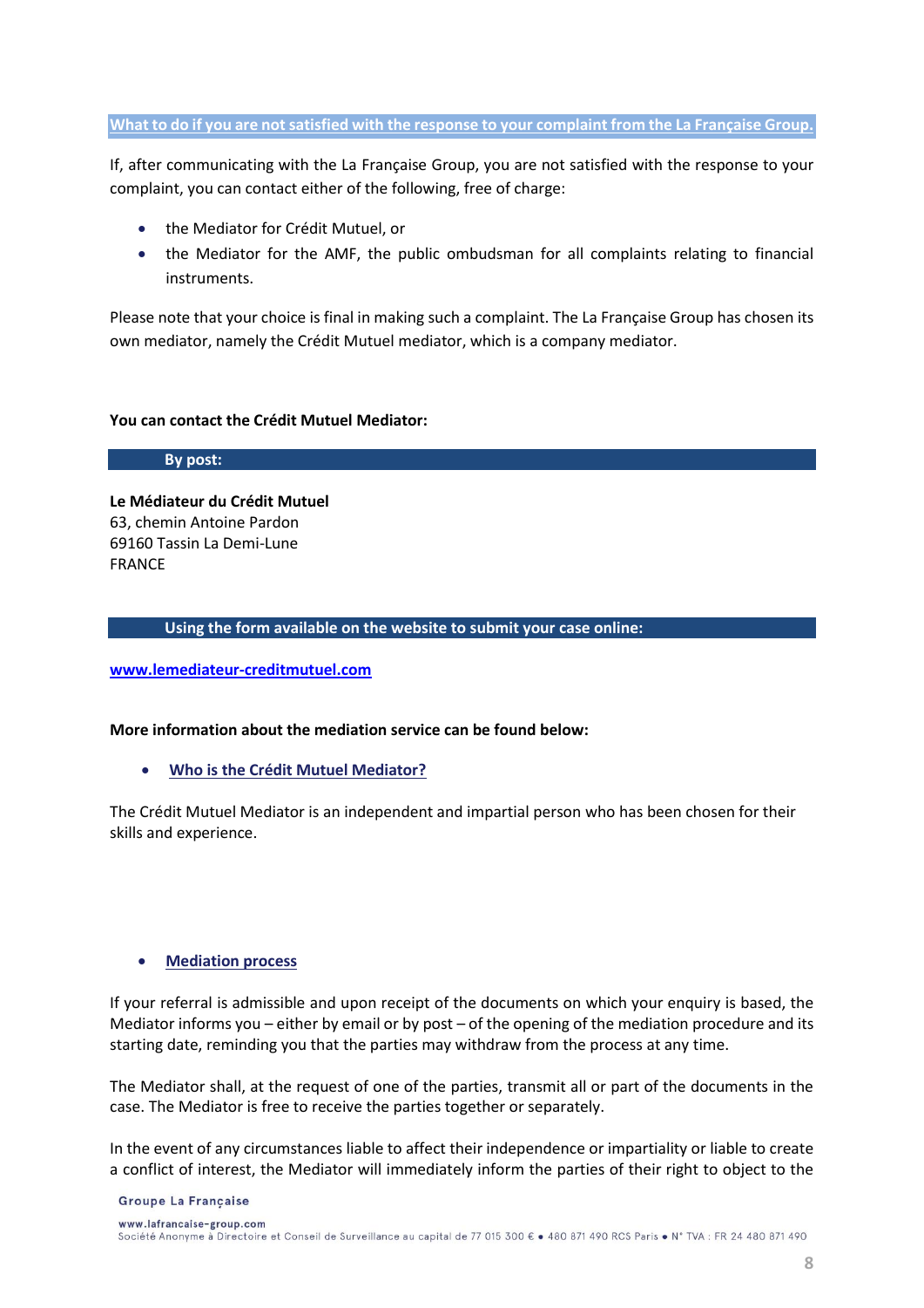## What to do if you are not satisfied with the response to your complaint from the La Française Group.

If, after communicating with the La Française Group, you are not satisfied with the response to your complaint, you can contact either of the following, free of charge:

- the Mediator for Crédit Mutuel, or
- the Mediator for the AMF, the public ombudsman for all complaints relating to financial instruments.

Please note that your choice is final in making such a complaint. The La Française Group has chosen its own mediator, namely the Crédit Mutuel mediator, which is a company mediator.

**You can contact the Crédit Mutuel Mediator:**

### By post:

**Le Médiateur du Crédit Mutuel**
63, chemin Antoine Pardon
69160 Tassin La Demi-Lune
FRANCE

### Using the form available on the website to submit your case online:

**www.lemediateur-creditmutuel.com**

**More information about the mediation service can be found below:**

- **Who is the Crédit Mutuel Mediator?**

The Crédit Mutuel Mediator is an independent and impartial person who has been chosen for their skills and experience.

- **Mediation process**

If your referral is admissible and upon receipt of the documents on which your enquiry is based, the Mediator informs you – either by email or by post – of the opening of the mediation procedure and its starting date, reminding you that the parties may withdraw from the process at any time.

The Mediator shall, at the request of one of the parties, transmit all or part of the documents in the case. The Mediator is free to receive the parties together or separately.

In the event of any circumstances liable to affect their independence or impartiality or liable to create a conflict of interest, the Mediator will immediately inform the parties of their right to object to the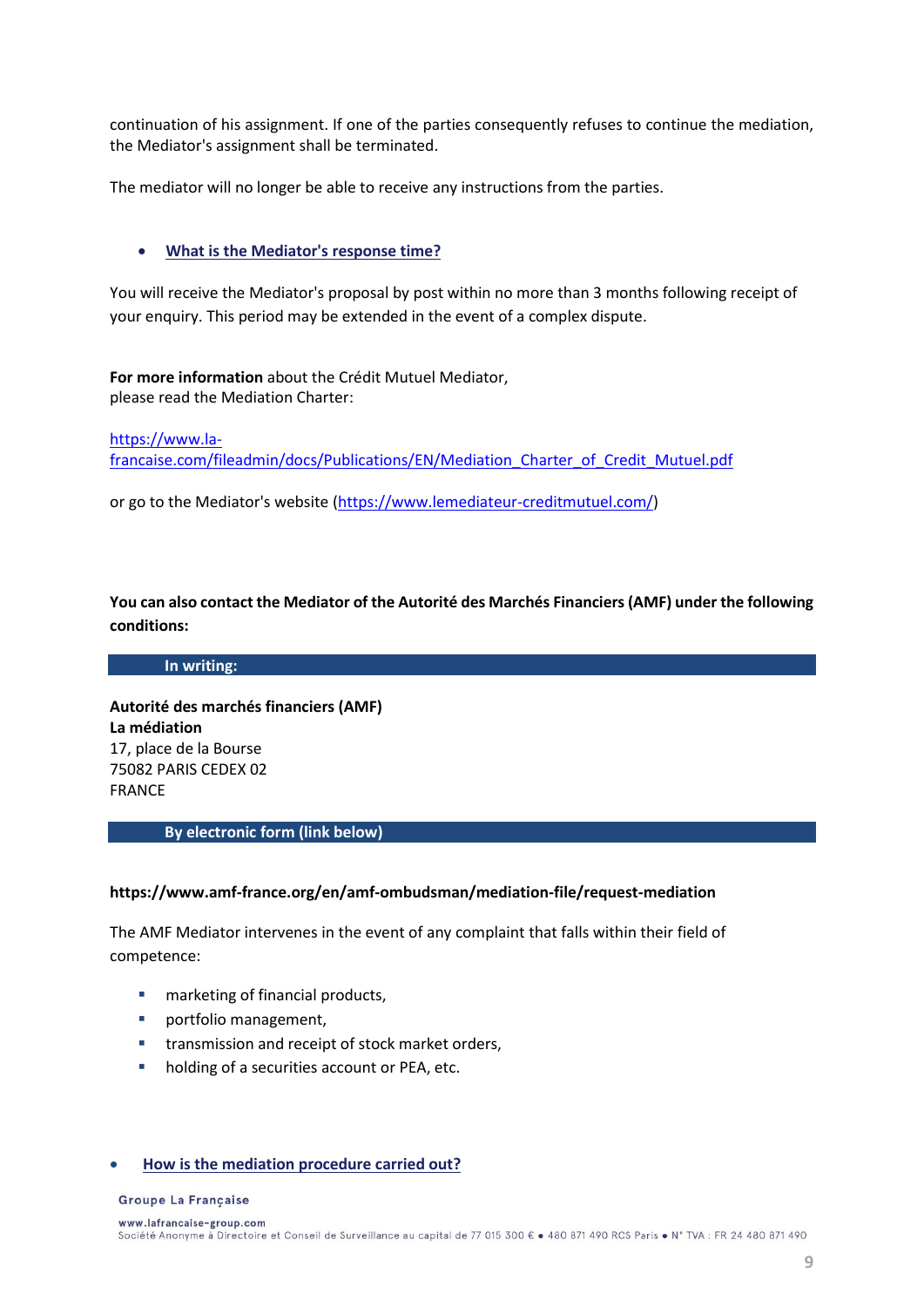continuation of his assignment. If one of the parties consequently refuses to continue the mediation, the Mediator's assignment shall be terminated.

The mediator will no longer be able to receive any instructions from the parties.

- **What is the Mediator's response time?**

You will receive the Mediator's proposal by post within no more than 3 months following receipt of your enquiry. This period may be extended in the event of a complex dispute.

**For more information** about the Crédit Mutuel Mediator,
please read the Mediation Charter:

https://www.la-francaise.com/fileadmin/docs/Publications/EN/Mediation_Charter_of_Credit_Mutuel.pdf

or go to the Mediator's website (https://www.lemediateur-creditmutuel.com/)

**You can also contact the Mediator of the Autorité des Marchés Financiers (AMF) under the following conditions:**

**In writing:**

**Autorité des marchés financiers (AMF)**
**La médiation**
17, place de la Bourse
75082 PARIS CEDEX 02
FRANCE

**By electronic form (link below)**

**https://www.amf-france.org/en/amf-ombudsman/mediation-file/request-mediation**

The AMF Mediator intervenes in the event of any complaint that falls within their field of competence:

- marketing of financial products,
- portfolio management,
- transmission and receipt of stock market orders,
- holding of a securities account or PEA, etc.

- **How is the mediation procedure carried out?**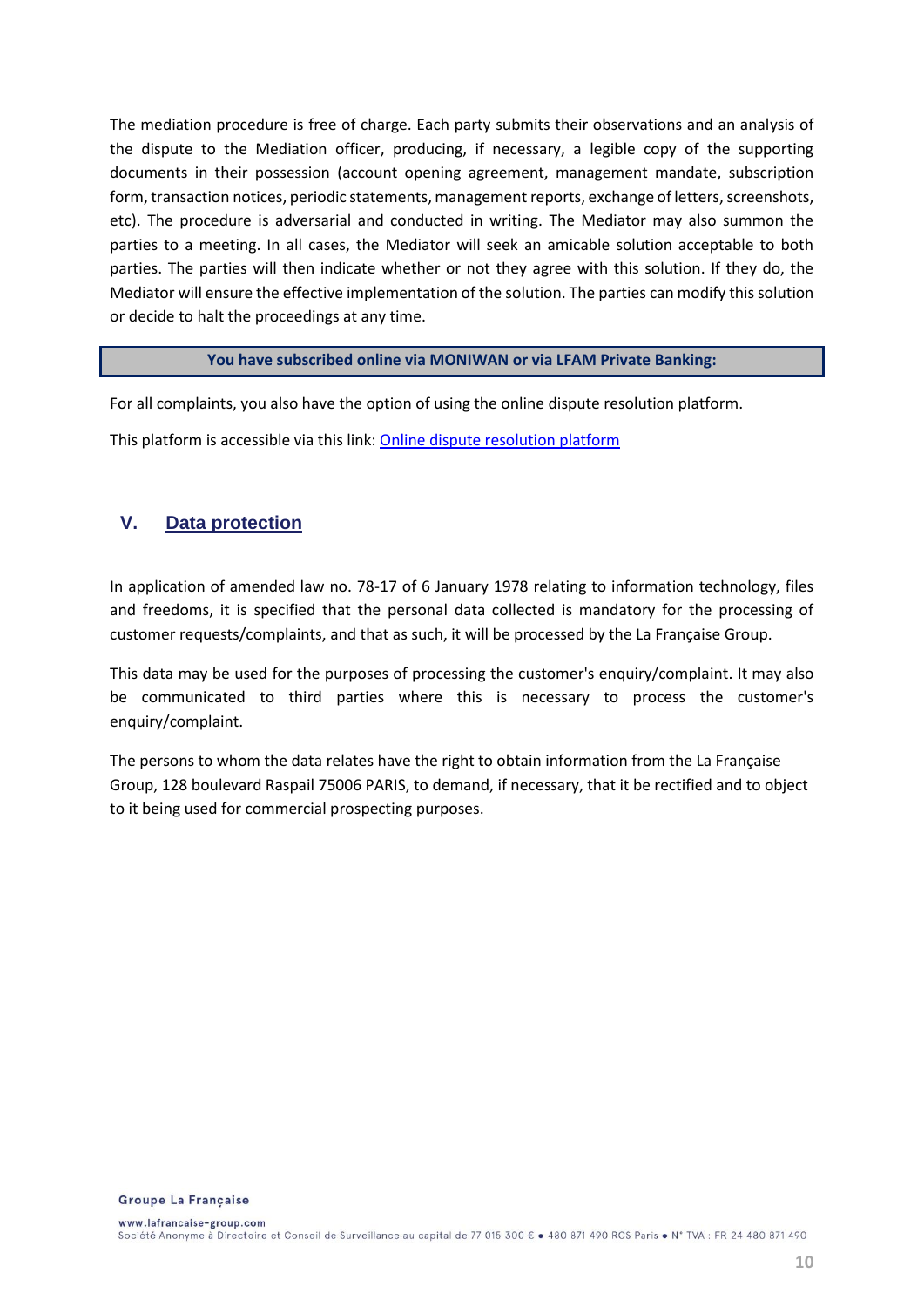The mediation procedure is free of charge. Each party submits their observations and an analysis of the dispute to the Mediation officer, producing, if necessary, a legible copy of the supporting documents in their possession (account opening agreement, management mandate, subscription form, transaction notices, periodic statements, management reports, exchange of letters, screenshots, etc). The procedure is adversarial and conducted in writing. The Mediator may also summon the parties to a meeting. In all cases, the Mediator will seek an amicable solution acceptable to both parties. The parties will then indicate whether or not they agree with this solution. If they do, the Mediator will ensure the effective implementation of the solution. The parties can modify this solution or decide to halt the proceedings at any time.

**You have subscribed online via MONIWAN or via LFAM Private Banking:**

For all complaints, you also have the option of using the online dispute resolution platform.

This platform is accessible via this link: Online dispute resolution platform

## V. Data protection

In application of amended law no. 78-17 of 6 January 1978 relating to information technology, files and freedoms, it is specified that the personal data collected is mandatory for the processing of customer requests/complaints, and that as such, it will be processed by the La Française Group.

This data may be used for the purposes of processing the customer's enquiry/complaint. It may also be communicated to third parties where this is necessary to process the customer's enquiry/complaint.

The persons to whom the data relates have the right to obtain information from the La Française Group, 128 boulevard Raspail 75006 PARIS, to demand, if necessary, that it be rectified and to object to it being used for commercial prospecting purposes.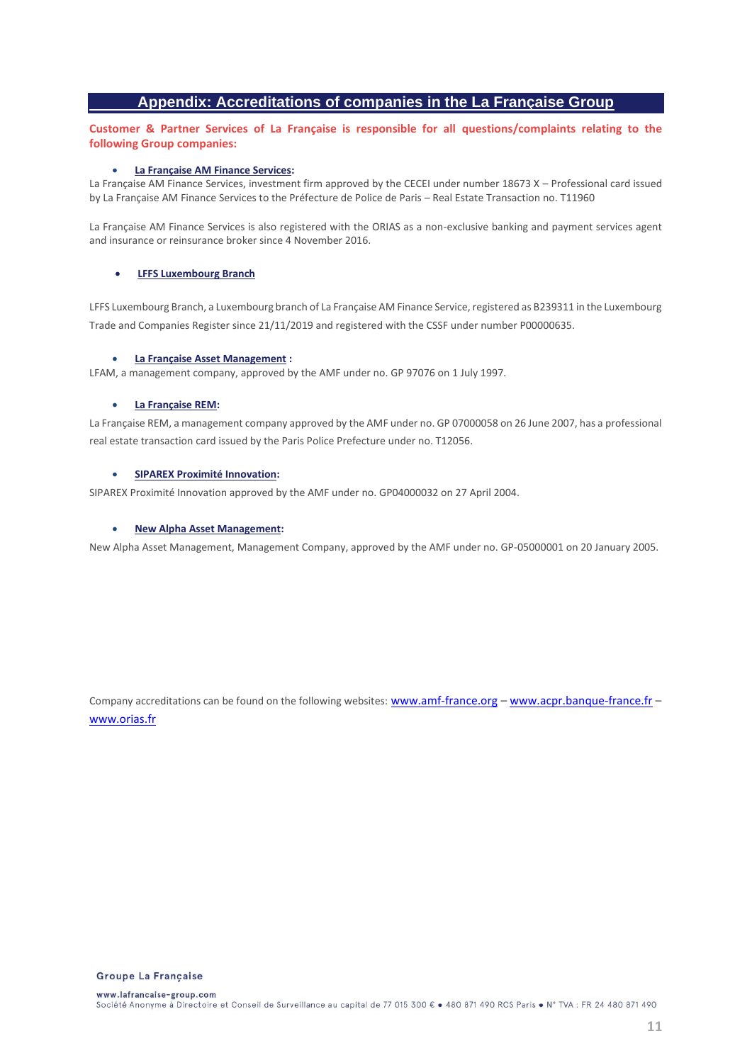## Appendix: Accreditations of companies in the La Française Group

**Customer & Partner Services of La Française is responsible for all questions/complaints relating to the following Group companies:**

- **La Française AM Finance Services:**

La Française AM Finance Services, investment firm approved by the CECEI under number 18673 X – Professional card issued by La Française AM Finance Services to the Préfecture de Police de Paris – Real Estate Transaction no. T11960

La Française AM Finance Services is also registered with the ORIAS as a non-exclusive banking and payment services agent and insurance or reinsurance broker since 4 November 2016.

- **LFFS Luxembourg Branch**

LFFS Luxembourg Branch, a Luxembourg branch of La Française AM Finance Service, registered as B239311 in the Luxembourg Trade and Companies Register since 21/11/2019 and registered with the CSSF under number P00000635.

- **La Française Asset Management :**

LFAM, a management company, approved by the AMF under no. GP 97076 on 1 July 1997.

- **La Française REM:**

La Française REM, a management company approved by the AMF under no. GP 07000058 on 26 June 2007, has a professional real estate transaction card issued by the Paris Police Prefecture under no. T12056.

- **SIPAREX Proximité Innovation:**

SIPAREX Proximité Innovation approved by the AMF under no. GP04000032 on 27 April 2004.

- **New Alpha Asset Management:**

New Alpha Asset Management, Management Company, approved by the AMF under no. GP-05000001 on 20 January 2005.

Company accreditations can be found on the following websites: www.amf-france.org – www.acpr.banque-france.fr – www.orias.fr

Groupe La Française

www.lafrancaise-group.com
Société Anonyme à Directoire et Conseil de Surveillance au capital de 77 015 300 € ● 480 871 490 RCS Paris ● N° TVA : FR 24 480 871 490